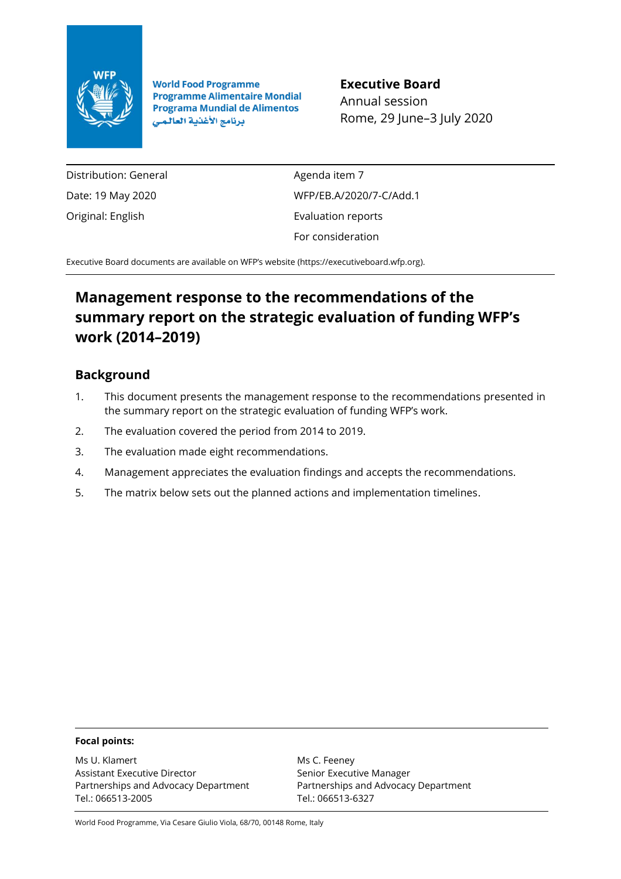World Food Programme
Programme Alimentaire Mondial
Programa Mundial de Alimentos
برنامج الأغذية العالمي

**Executive Board**
Annual session
Rome, 29 June–3 July 2020

| | |
|---|---|
| Distribution: General | Agenda item 7 |
| Date: 19 May 2020 | WFP/EB.A/2020/7-C/Add.1 |
| Original: English | Evaluation reports |
| | For consideration |

Executive Board documents are available on WFP's website (https://executiveboard.wfp.org).

# Management response to the recommendations of the summary report on the strategic evaluation of funding WFP's work (2014–2019)

## Background

1. This document presents the management response to the recommendations presented in the summary report on the strategic evaluation of funding WFP's work.
2. The evaluation covered the period from 2014 to 2019.
3. The evaluation made eight recommendations.
4. Management appreciates the evaluation findings and accepts the recommendations.
5. The matrix below sets out the planned actions and implementation timelines.

**Focal points:**

Ms U. Klamert
Assistant Executive Director
Partnerships and Advocacy Department
Tel.: 066513-2005

Ms C. Feeney
Senior Executive Manager
Partnerships and Advocacy Department
Tel.: 066513-6327

World Food Programme, Via Cesare Giulio Viola, 68/70, 00148 Rome, Italy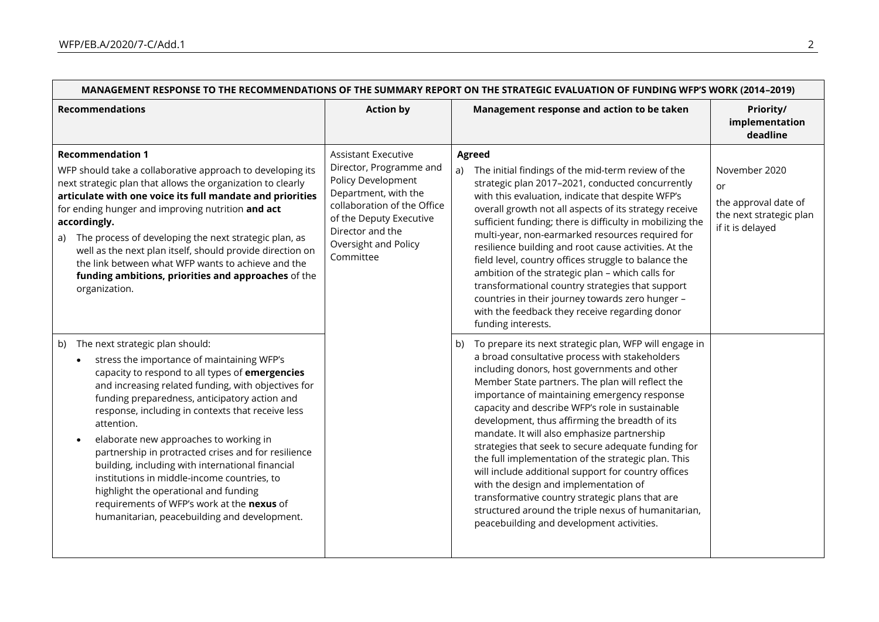| MANAGEMENT RESPONSE TO THE RECOMMENDATIONS OF THE SUMMARY REPORT ON THE STRATEGIC EVALUATION OF FUNDING WFP'S WORK (2014–2019) | | | |
|---|---|---|---|
| **Recommendations** | **Action by** | **Management response and action to be taken** | **Priority/ implementation deadline** |
| **Recommendation 1**<br>WFP should take a collaborative approach to developing its next strategic plan that allows the organization to clearly **articulate with one voice its full mandate and priorities** for ending hunger and improving nutrition **and act accordingly.**<br>a) The process of developing the next strategic plan, as well as the next plan itself, should provide direction on the link between what WFP wants to achieve and the **funding ambitions, priorities and approaches** of the organization. | Assistant Executive Director, Programme and Policy Development Department, with the collaboration of the Office of the Deputy Executive Director and the Oversight and Policy Committee | **Agreed**<br>a) The initial findings of the mid-term review of the strategic plan 2017–2021, conducted concurrently with this evaluation, indicate that despite WFP's overall growth not all aspects of its strategy receive sufficient funding; there is difficulty in mobilizing the multi-year, non-earmarked resources required for resilience building and root cause activities. At the field level, country offices struggle to balance the ambition of the strategic plan – which calls for transformational country strategies that support countries in their journey towards zero hunger – with the feedback they receive regarding donor funding interests. | November 2020<br>or<br>the approval date of the next strategic plan if it is delayed |
| b) The next strategic plan should:<br>• stress the importance of maintaining WFP's capacity to respond to all types of **emergencies** and increasing related funding, with objectives for funding preparedness, anticipatory action and response, including in contexts that receive less attention.<br>• elaborate new approaches to working in partnership in protracted crises and for resilience building, including with international financial institutions in middle-income countries, to highlight the operational and funding requirements of WFP's work at the **nexus** of humanitarian, peacebuilding and development. | | b) To prepare its next strategic plan, WFP will engage in a broad consultative process with stakeholders including donors, host governments and other Member State partners. The plan will reflect the importance of maintaining emergency response capacity and describe WFP's role in sustainable development, thus affirming the breadth of its mandate. It will also emphasize partnership strategies that seek to secure adequate funding for the full implementation of the strategic plan. This will include additional support for country offices with the design and implementation of transformative country strategic plans that are structured around the triple nexus of humanitarian, peacebuilding and development activities. | |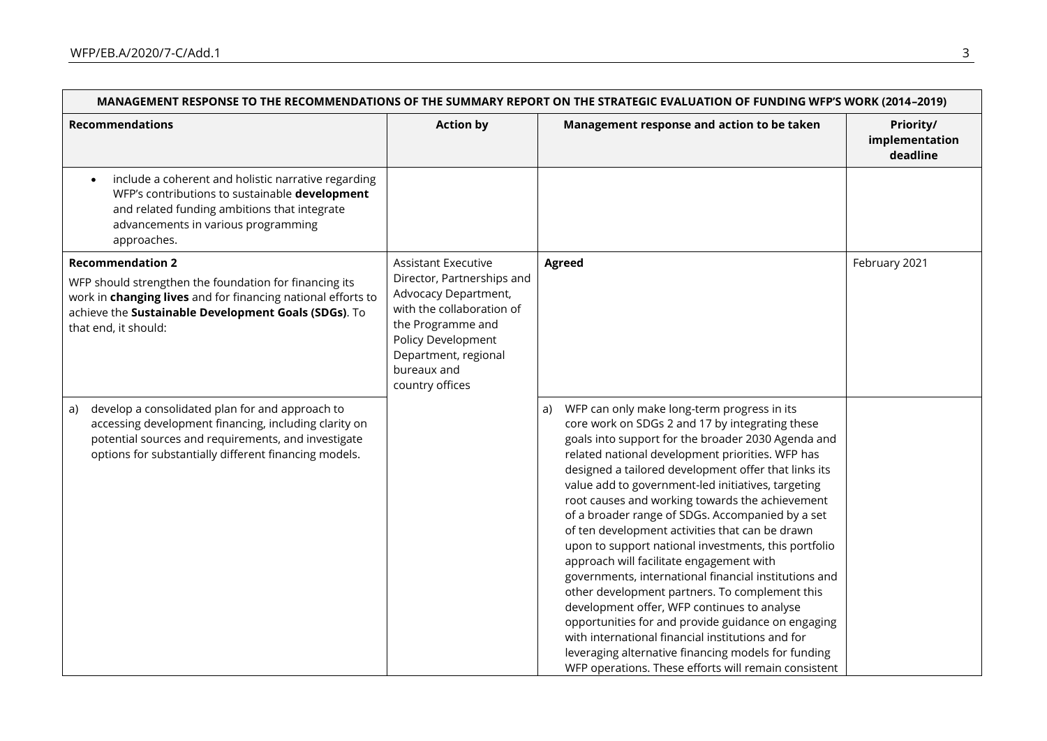| MANAGEMENT RESPONSE TO THE RECOMMENDATIONS OF THE SUMMARY REPORT ON THE STRATEGIC EVALUATION OF FUNDING WFP'S WORK (2014–2019) | | | |
|---|---|---|---|
| **Recommendations** | **Action by** | **Management response and action to be taken** | **Priority/ implementation deadline** |
| • include a coherent and holistic narrative regarding WFP's contributions to sustainable **development** and related funding ambitions that integrate advancements in various programming approaches. | | | |
| **Recommendation 2**<br>WFP should strengthen the foundation for financing its work in **changing lives** and for financing national efforts to achieve the **Sustainable Development Goals (SDGs)**. To that end, it should: | Assistant Executive Director, Partnerships and Advocacy Department, with the collaboration of the Programme and Policy Development Department, regional bureaux and country offices | **Agreed** | February 2021 |
| a) develop a consolidated plan for and approach to accessing development financing, including clarity on potential sources and requirements, and investigate options for substantially different financing models. | | a) WFP can only make long-term progress in its core work on SDGs 2 and 17 by integrating these goals into support for the broader 2030 Agenda and related national development priorities. WFP has designed a tailored development offer that links its value add to government-led initiatives, targeting root causes and working towards the achievement of a broader range of SDGs. Accompanied by a set of ten development activities that can be drawn upon to support national investments, this portfolio approach will facilitate engagement with governments, international financial institutions and other development partners. To complement this development offer, WFP continues to analyse opportunities for and provide guidance on engaging with international financial institutions and for leveraging alternative financing models for funding WFP operations. These efforts will remain consistent | |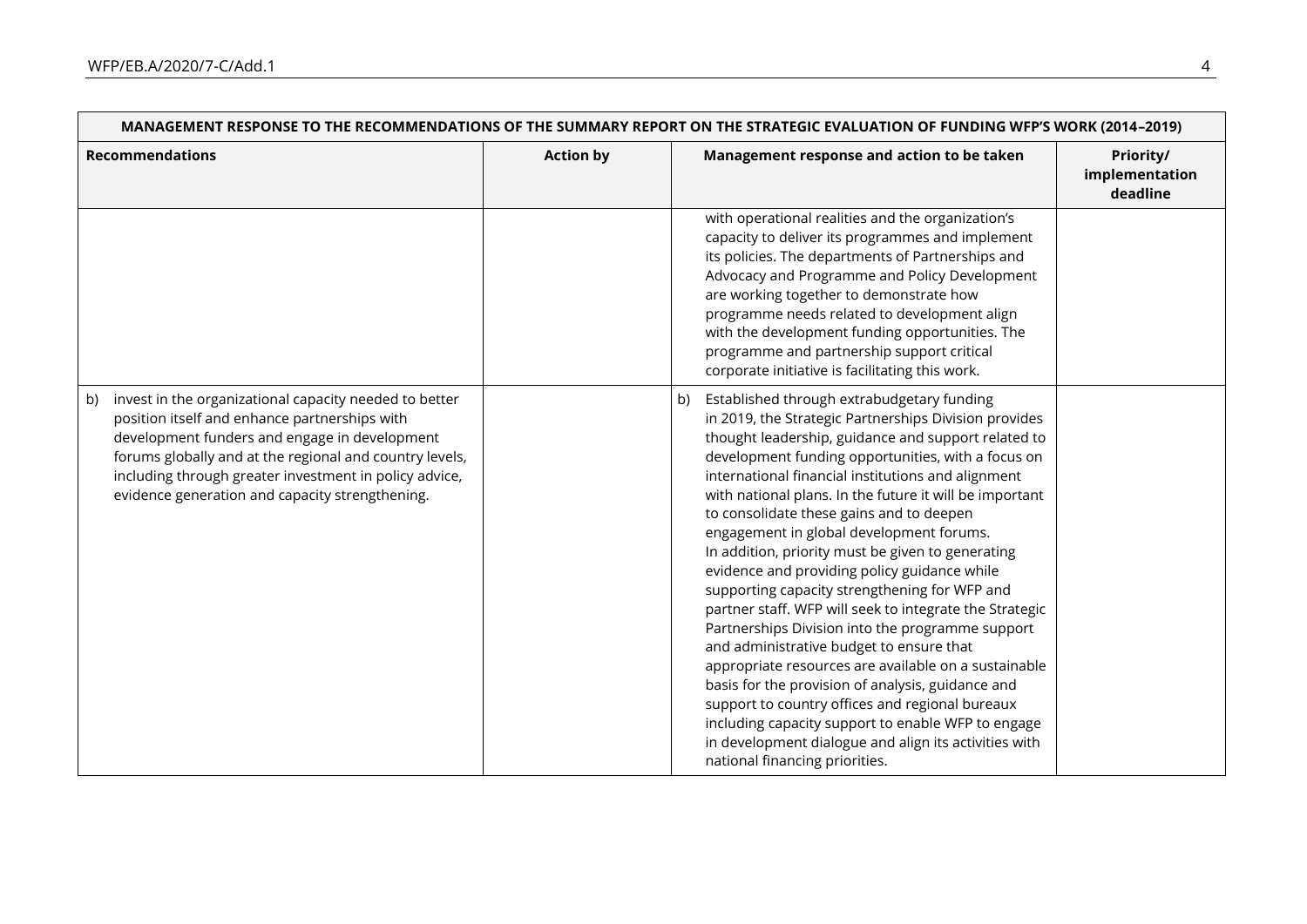| MANAGEMENT RESPONSE TO THE RECOMMENDATIONS OF THE SUMMARY REPORT ON THE STRATEGIC EVALUATION OF FUNDING WFP'S WORK (2014–2019) | | | |
|---|---|---|---|
| **Recommendations** | **Action by** | **Management response and action to be taken** | **Priority/ implementation deadline** |
| | | with operational realities and the organization's capacity to deliver its programmes and implement its policies. The departments of Partnerships and Advocacy and Programme and Policy Development are working together to demonstrate how programme needs related to development align with the development funding opportunities. The programme and partnership support critical corporate initiative is facilitating this work. | |
| b) invest in the organizational capacity needed to better position itself and enhance partnerships with development funders and engage in development forums globally and at the regional and country levels, including through greater investment in policy advice, evidence generation and capacity strengthening. | | b) Established through extrabudgetary funding in 2019, the Strategic Partnerships Division provides thought leadership, guidance and support related to development funding opportunities, with a focus on international financial institutions and alignment with national plans. In the future it will be important to consolidate these gains and to deepen engagement in global development forums. In addition, priority must be given to generating evidence and providing policy guidance while supporting capacity strengthening for WFP and partner staff. WFP will seek to integrate the Strategic Partnerships Division into the programme support and administrative budget to ensure that appropriate resources are available on a sustainable basis for the provision of analysis, guidance and support to country offices and regional bureaux including capacity support to enable WFP to engage in development dialogue and align its activities with national financing priorities. | |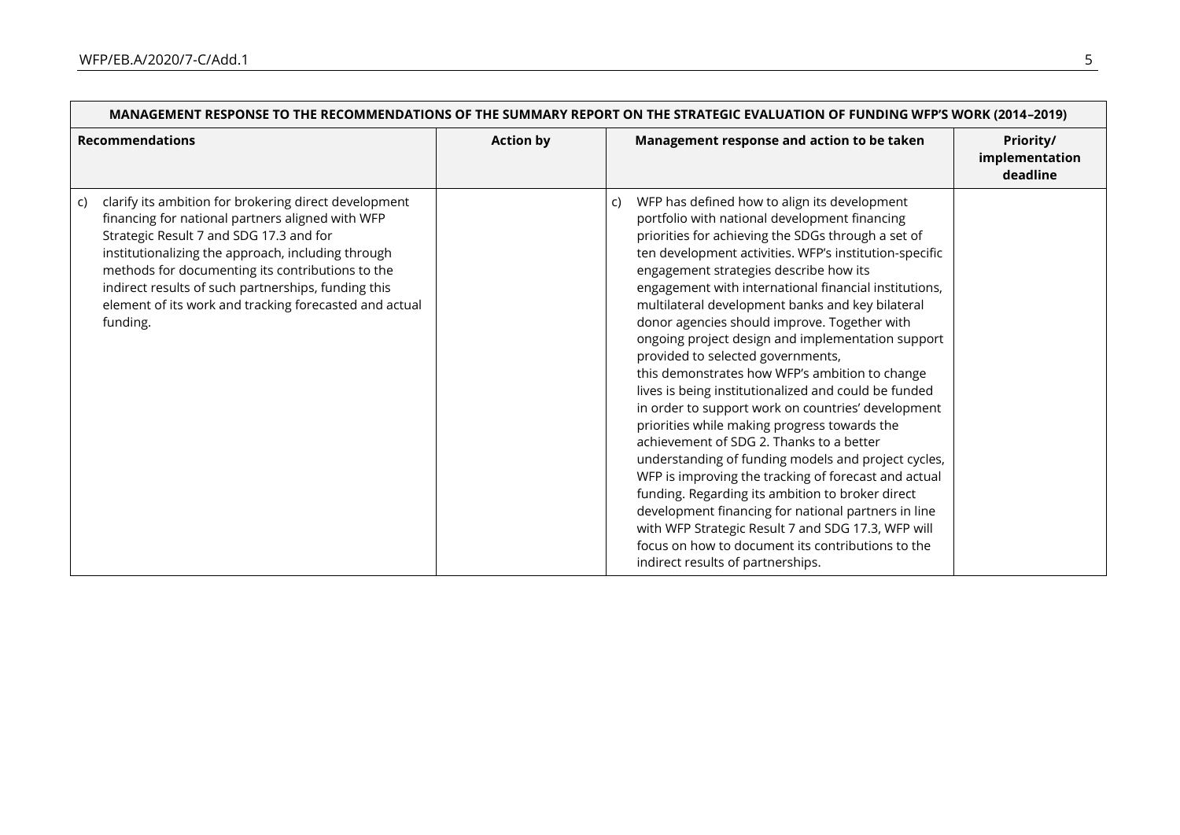| MANAGEMENT RESPONSE TO THE RECOMMENDATIONS OF THE SUMMARY REPORT ON THE STRATEGIC EVALUATION OF FUNDING WFP'S WORK (2014–2019) | | | |
|---|---|---|---|
| **Recommendations** | **Action by** | **Management response and action to be taken** | **Priority/ implementation deadline** |
| c) clarify its ambition for brokering direct development financing for national partners aligned with WFP Strategic Result 7 and SDG 17.3 and for institutionalizing the approach, including through methods for documenting its contributions to the indirect results of such partnerships, funding this element of its work and tracking forecasted and actual funding. | | c) WFP has defined how to align its development portfolio with national development financing priorities for achieving the SDGs through a set of ten development activities. WFP's institution-specific engagement strategies describe how its engagement with international financial institutions, multilateral development banks and key bilateral donor agencies should improve. Together with ongoing project design and implementation support provided to selected governments, this demonstrates how WFP's ambition to change lives is being institutionalized and could be funded in order to support work on countries' development priorities while making progress towards the achievement of SDG 2. Thanks to a better understanding of funding models and project cycles, WFP is improving the tracking of forecast and actual funding. Regarding its ambition to broker direct development financing for national partners in line with WFP Strategic Result 7 and SDG 17.3, WFP will focus on how to document its contributions to the indirect results of partnerships. | |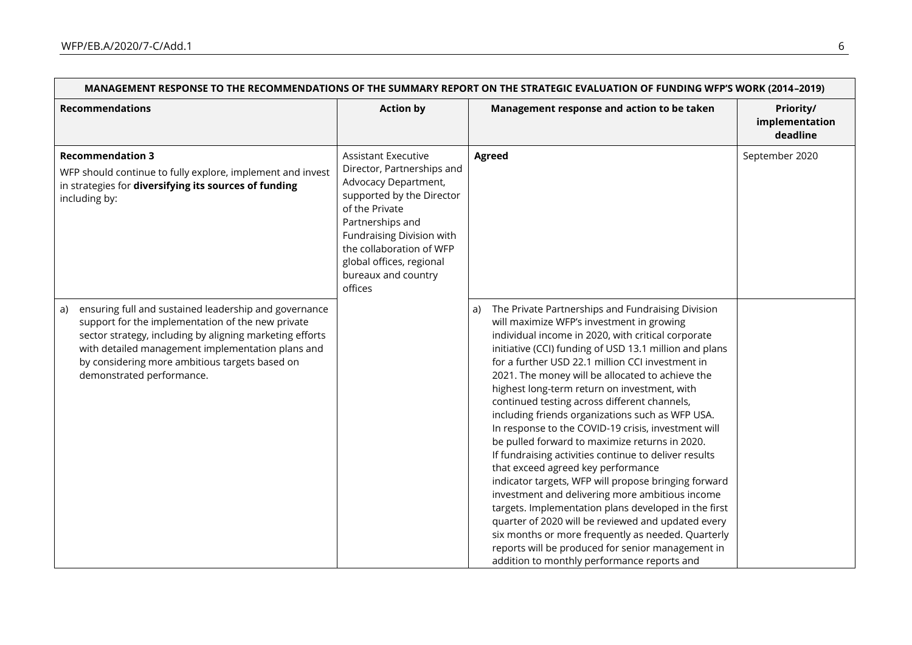| MANAGEMENT RESPONSE TO THE RECOMMENDATIONS OF THE SUMMARY REPORT ON THE STRATEGIC EVALUATION OF FUNDING WFP'S WORK (2014–2019) | | | |
|---|---|---|---|
| **Recommendations** | **Action by** | **Management response and action to be taken** | **Priority/ implementation deadline** |
| **Recommendation 3** WFP should continue to fully explore, implement and invest in strategies for **diversifying its sources of funding** including by: | Assistant Executive Director, Partnerships and Advocacy Department, supported by the Director of the Private Partnerships and Fundraising Division with the collaboration of WFP global offices, regional bureaux and country offices | **Agreed** | September 2020 |
| a) ensuring full and sustained leadership and governance support for the implementation of the new private sector strategy, including by aligning marketing efforts with detailed management implementation plans and by considering more ambitious targets based on demonstrated performance. | | a) The Private Partnerships and Fundraising Division will maximize WFP's investment in growing individual income in 2020, with critical corporate initiative (CCI) funding of USD 13.1 million and plans for a further USD 22.1 million CCI investment in 2021. The money will be allocated to achieve the highest long-term return on investment, with continued testing across different channels, including friends organizations such as WFP USA. In response to the COVID-19 crisis, investment will be pulled forward to maximize returns in 2020. If fundraising activities continue to deliver results that exceed agreed key performance indicator targets, WFP will propose bringing forward investment and delivering more ambitious income targets. Implementation plans developed in the first quarter of 2020 will be reviewed and updated every six months or more frequently as needed. Quarterly reports will be produced for senior management in addition to monthly performance reports and | |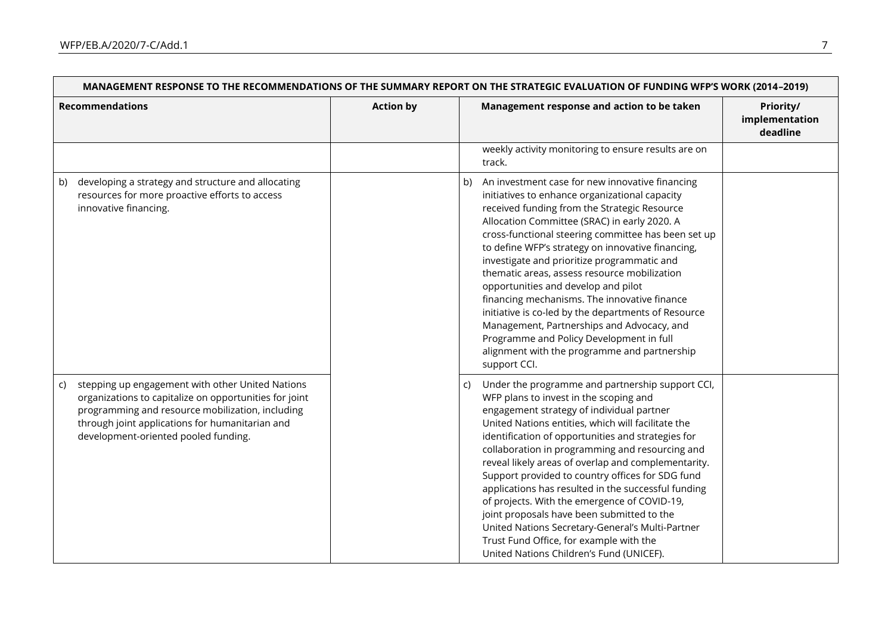| MANAGEMENT RESPONSE TO THE RECOMMENDATIONS OF THE SUMMARY REPORT ON THE STRATEGIC EVALUATION OF FUNDING WFP'S WORK (2014–2019) | | | |
|---|---|---|---|
| **Recommendations** | **Action by** | **Management response and action to be taken** | **Priority/ implementation deadline** |
| | | weekly activity monitoring to ensure results are on track. | |
| b) developing a strategy and structure and allocating resources for more proactive efforts to access innovative financing. | | b) An investment case for new innovative financing initiatives to enhance organizational capacity received funding from the Strategic Resource Allocation Committee (SRAC) in early 2020. A cross-functional steering committee has been set up to define WFP's strategy on innovative financing, investigate and prioritize programmatic and thematic areas, assess resource mobilization opportunities and develop and pilot financing mechanisms. The innovative finance initiative is co-led by the departments of Resource Management, Partnerships and Advocacy, and Programme and Policy Development in full alignment with the programme and partnership support CCI. | |
| c) stepping up engagement with other United Nations organizations to capitalize on opportunities for joint programming and resource mobilization, including through joint applications for humanitarian and development-oriented pooled funding. | | c) Under the programme and partnership support CCI, WFP plans to invest in the scoping and engagement strategy of individual partner United Nations entities, which will facilitate the identification of opportunities and strategies for collaboration in programming and resourcing and reveal likely areas of overlap and complementarity. Support provided to country offices for SDG fund applications has resulted in the successful funding of projects. With the emergence of COVID-19, joint proposals have been submitted to the United Nations Secretary-General's Multi-Partner Trust Fund Office, for example with the United Nations Children's Fund (UNICEF). | |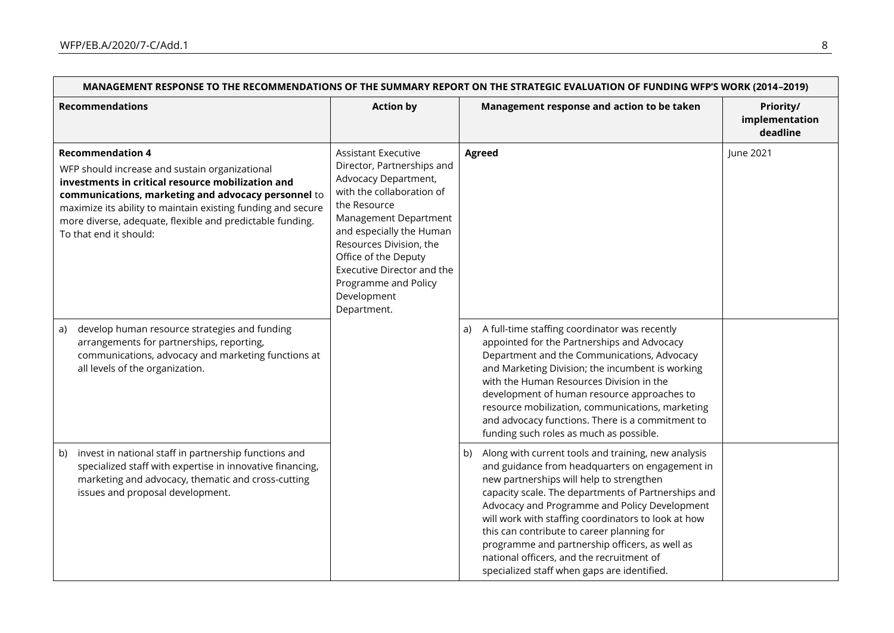| MANAGEMENT RESPONSE TO THE RECOMMENDATIONS OF THE SUMMARY REPORT ON THE STRATEGIC EVALUATION OF FUNDING WFP'S WORK (2014–2019) | | | |
|---|---|---|---|
| **Recommendations** | **Action by** | **Management response and action to be taken** | **Priority/ implementation deadline** |
| **Recommendation 4**<br>WFP should increase and sustain organizational **investments in critical resource mobilization and communications, marketing and advocacy personnel** to maximize its ability to maintain existing funding and secure more diverse, adequate, flexible and predictable funding. To that end it should: | Assistant Executive Director, Partnerships and Advocacy Department, with the collaboration of the Resource Management Department and especially the Human Resources Division, the Office of the Deputy Executive Director and the Programme and Policy Development Department. | **Agreed** | June 2021 |
| a) develop human resource strategies and funding arrangements for partnerships, reporting, communications, advocacy and marketing functions at all levels of the organization. | | a) A full-time staffing coordinator was recently appointed for the Partnerships and Advocacy Department and the Communications, Advocacy and Marketing Division; the incumbent is working with the Human Resources Division in the development of human resource approaches to resource mobilization, communications, marketing and advocacy functions. There is a commitment to funding such roles as much as possible. | |
| b) invest in national staff in partnership functions and specialized staff with expertise in innovative financing, marketing and advocacy, thematic and cross-cutting issues and proposal development. | | b) Along with current tools and training, new analysis and guidance from headquarters on engagement in new partnerships will help to strengthen capacity scale. The departments of Partnerships and Advocacy and Programme and Policy Development will work with staffing coordinators to look at how this can contribute to career planning for programme and partnership officers, as well as national officers, and the recruitment of specialized staff when gaps are identified. | |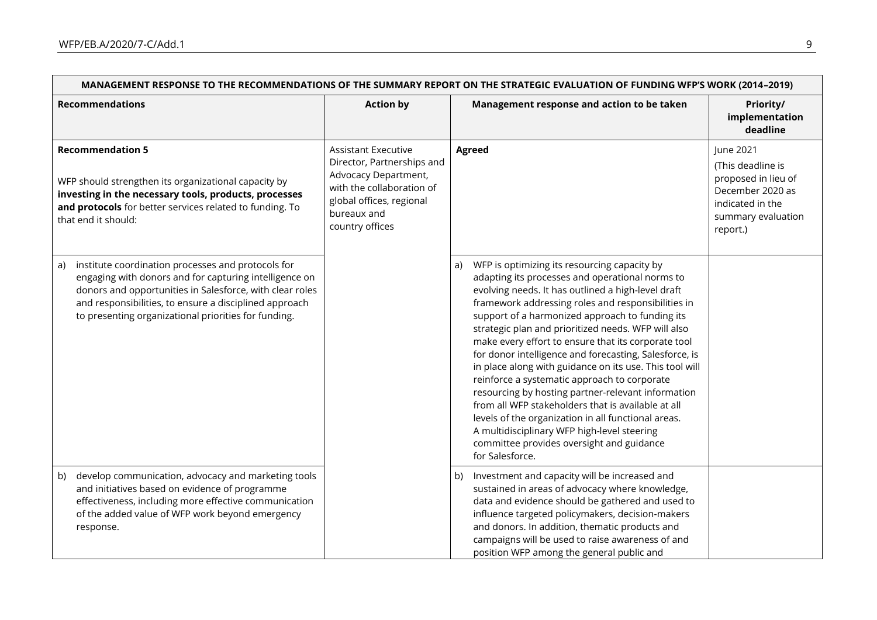| MANAGEMENT RESPONSE TO THE RECOMMENDATIONS OF THE SUMMARY REPORT ON THE STRATEGIC EVALUATION OF FUNDING WFP'S WORK (2014–2019) | | | |
|---|---|---|---|
| **Recommendations** | **Action by** | **Management response and action to be taken** | **Priority/ implementation deadline** |
| **Recommendation 5**<br><br>WFP should strengthen its organizational capacity by **investing in the necessary tools, products, processes and protocols** for better services related to funding. To that end it should: | Assistant Executive Director, Partnerships and Advocacy Department, with the collaboration of global offices, regional bureaux and country offices | **Agreed** | June 2021<br>(This deadline is proposed in lieu of December 2020 as indicated in the summary evaluation report.) |
| a) institute coordination processes and protocols for engaging with donors and for capturing intelligence on donors and opportunities in Salesforce, with clear roles and responsibilities, to ensure a disciplined approach to presenting organizational priorities for funding. | | a) WFP is optimizing its resourcing capacity by adapting its processes and operational norms to evolving needs. It has outlined a high-level draft framework addressing roles and responsibilities in support of a harmonized approach to funding its strategic plan and prioritized needs. WFP will also make every effort to ensure that its corporate tool for donor intelligence and forecasting, Salesforce, is in place along with guidance on its use. This tool will reinforce a systematic approach to corporate resourcing by hosting partner-relevant information from all WFP stakeholders that is available at all levels of the organization in all functional areas. A multidisciplinary WFP high-level steering committee provides oversight and guidance for Salesforce. | |
| b) develop communication, advocacy and marketing tools and initiatives based on evidence of programme effectiveness, including more effective communication of the added value of WFP work beyond emergency response. | | b) Investment and capacity will be increased and sustained in areas of advocacy where knowledge, data and evidence should be gathered and used to influence targeted policymakers, decision-makers and donors. In addition, thematic products and campaigns will be used to raise awareness of and position WFP among the general public and | |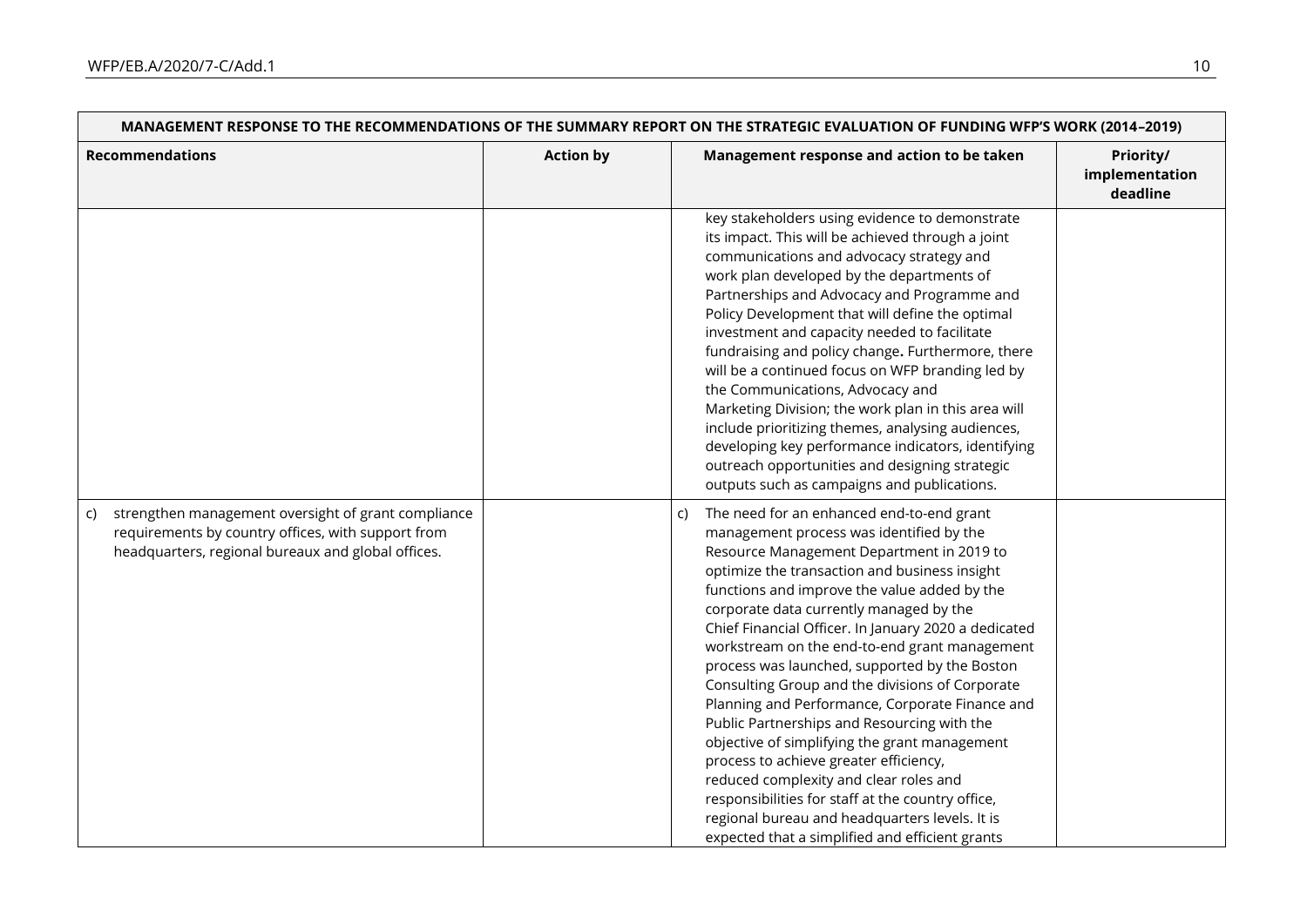| MANAGEMENT RESPONSE TO THE RECOMMENDATIONS OF THE SUMMARY REPORT ON THE STRATEGIC EVALUATION OF FUNDING WFP'S WORK (2014–2019) | | | |
|---|---|---|---|
| **Recommendations** | **Action by** | **Management response and action to be taken** | **Priority/ implementation deadline** |
| | | key stakeholders using evidence to demonstrate its impact. This will be achieved through a joint communications and advocacy strategy and work plan developed by the departments of Partnerships and Advocacy and Programme and Policy Development that will define the optimal investment and capacity needed to facilitate fundraising and policy change**.** Furthermore, there will be a continued focus on WFP branding led by the Communications, Advocacy and Marketing Division; the work plan in this area will include prioritizing themes, analysing audiences, developing key performance indicators, identifying outreach opportunities and designing strategic outputs such as campaigns and publications. | |
| c) strengthen management oversight of grant compliance requirements by country offices, with support from headquarters, regional bureaux and global offices. | | c) The need for an enhanced end-to-end grant management process was identified by the Resource Management Department in 2019 to optimize the transaction and business insight functions and improve the value added by the corporate data currently managed by the Chief Financial Officer. In January 2020 a dedicated workstream on the end-to-end grant management process was launched, supported by the Boston Consulting Group and the divisions of Corporate Planning and Performance, Corporate Finance and Public Partnerships and Resourcing with the objective of simplifying the grant management process to achieve greater efficiency, reduced complexity and clear roles and responsibilities for staff at the country office, regional bureau and headquarters levels. It is expected that a simplified and efficient grants | |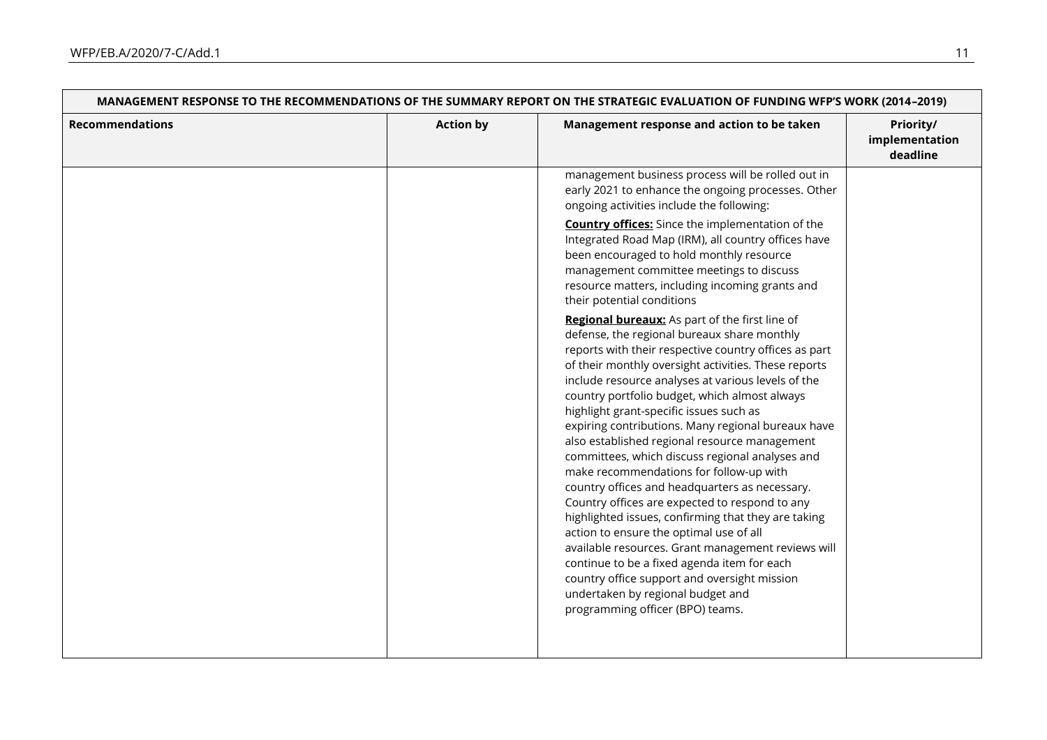| MANAGEMENT RESPONSE TO THE RECOMMENDATIONS OF THE SUMMARY REPORT ON THE STRATEGIC EVALUATION OF FUNDING WFP'S WORK (2014–2019) | | | |
|---|---|---|---|
| **Recommendations** | **Action by** | **Management response and action to be taken** | **Priority/ implementation deadline** |
| | | management business process will be rolled out in early 2021 to enhance the ongoing processes. Other ongoing activities include the following:<br><br>**Country offices:** Since the implementation of the Integrated Road Map (IRM), all country offices have been encouraged to hold monthly resource management committee meetings to discuss resource matters, including incoming grants and their potential conditions<br><br>**Regional bureaux:** As part of the first line of defense, the regional bureaux share monthly reports with their respective country offices as part of their monthly oversight activities. These reports include resource analyses at various levels of the country portfolio budget, which almost always highlight grant-specific issues such as expiring contributions. Many regional bureaux have also established regional resource management committees, which discuss regional analyses and make recommendations for follow-up with country offices and headquarters as necessary. Country offices are expected to respond to any highlighted issues, confirming that they are taking action to ensure the optimal use of all available resources. Grant management reviews will continue to be a fixed agenda item for each country office support and oversight mission undertaken by regional budget and programming officer (BPO) teams. | |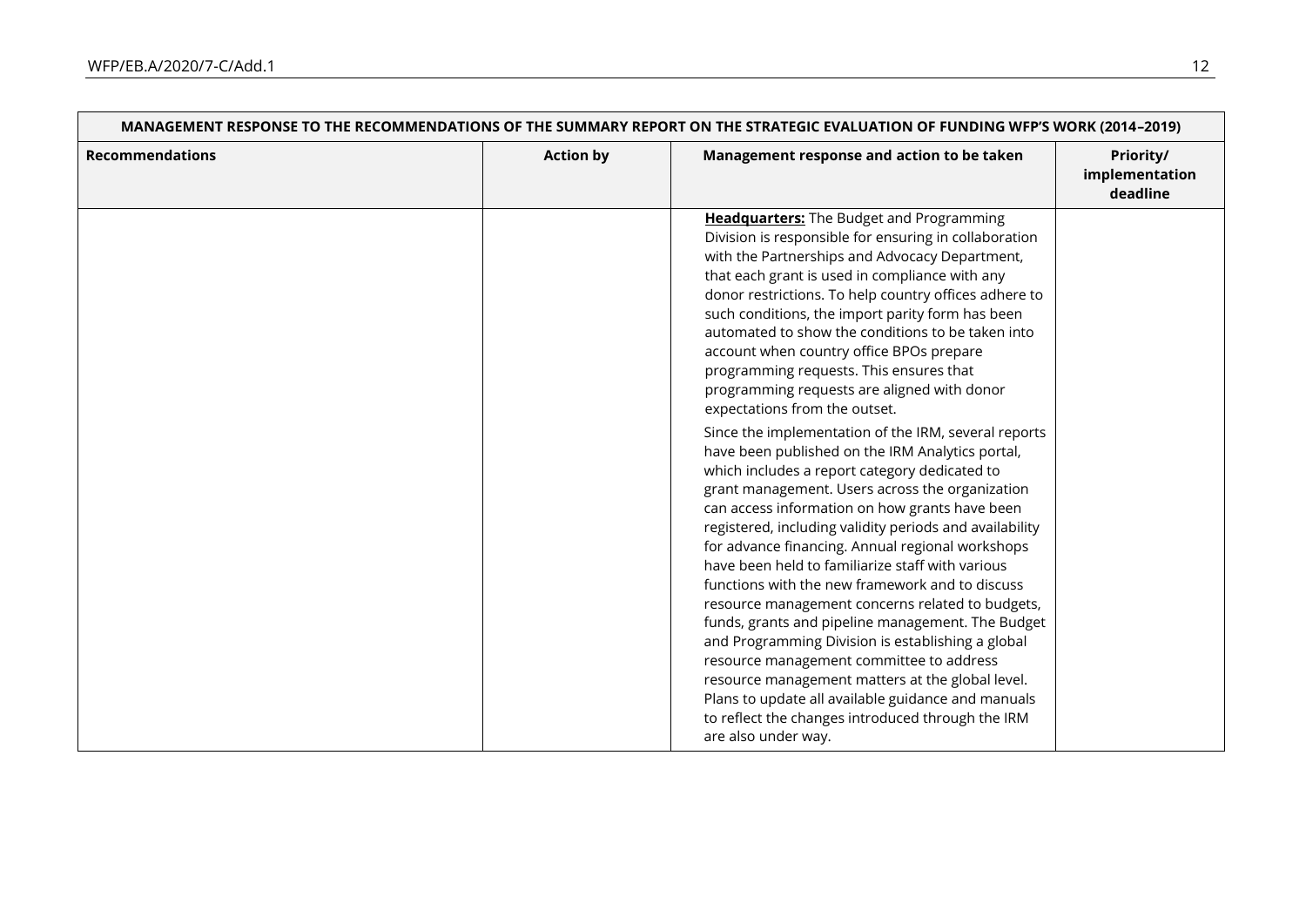| MANAGEMENT RESPONSE TO THE RECOMMENDATIONS OF THE SUMMARY REPORT ON THE STRATEGIC EVALUATION OF FUNDING WFP'S WORK (2014–2019) | | | |
|---|---|---|---|
| **Recommendations** | **Action by** | **Management response and action to be taken** | **Priority/ implementation deadline** |
| | | **Headquarters:** The Budget and Programming Division is responsible for ensuring in collaboration with the Partnerships and Advocacy Department, that each grant is used in compliance with any donor restrictions. To help country offices adhere to such conditions, the import parity form has been automated to show the conditions to be taken into account when country office BPOs prepare programming requests. This ensures that programming requests are aligned with donor expectations from the outset.<br><br>Since the implementation of the IRM, several reports have been published on the IRM Analytics portal, which includes a report category dedicated to grant management. Users across the organization can access information on how grants have been registered, including validity periods and availability for advance financing. Annual regional workshops have been held to familiarize staff with various functions with the new framework and to discuss resource management concerns related to budgets, funds, grants and pipeline management. The Budget and Programming Division is establishing a global resource management committee to address resource management matters at the global level. Plans to update all available guidance and manuals to reflect the changes introduced through the IRM are also under way. | |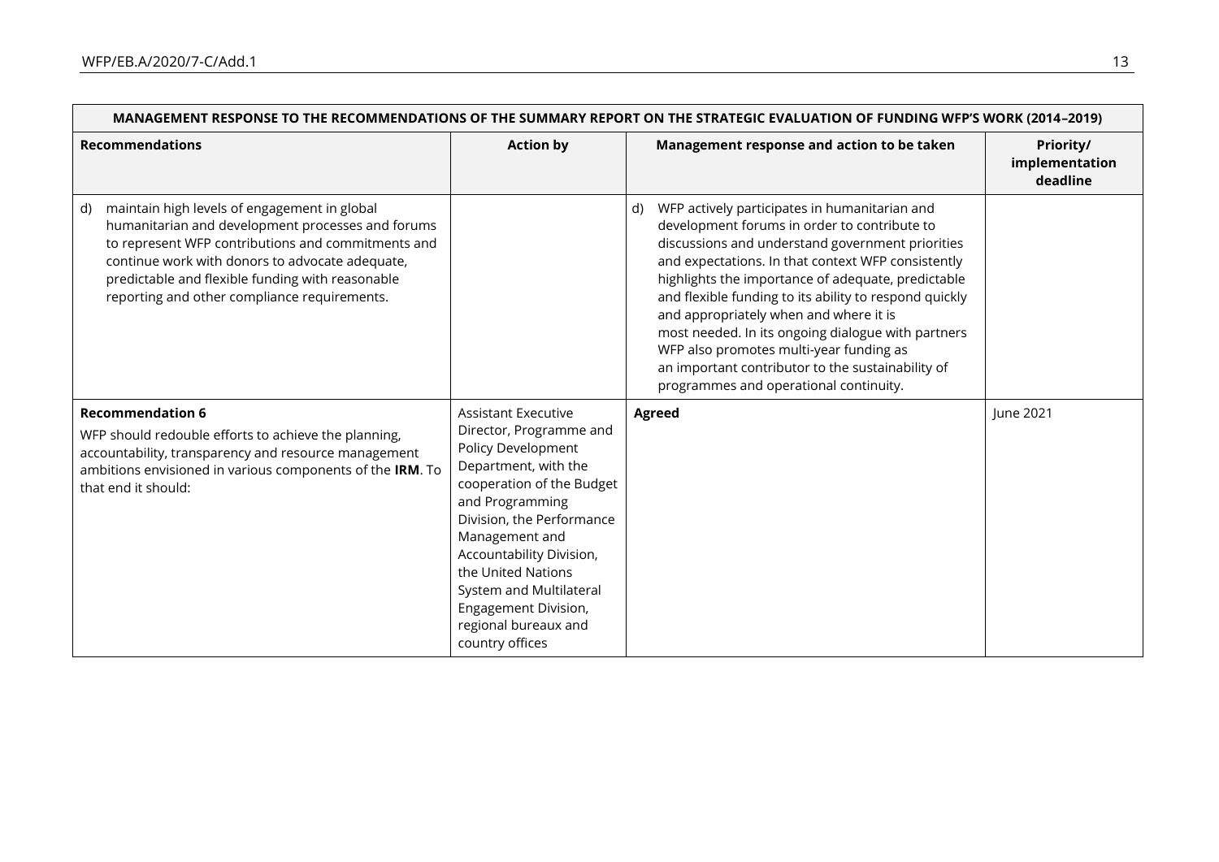| MANAGEMENT RESPONSE TO THE RECOMMENDATIONS OF THE SUMMARY REPORT ON THE STRATEGIC EVALUATION OF FUNDING WFP'S WORK (2014–2019) | | | |
|---|---|---|---|
| **Recommendations** | **Action by** | **Management response and action to be taken** | **Priority/ implementation deadline** |
| d) maintain high levels of engagement in global humanitarian and development processes and forums to represent WFP contributions and commitments and continue work with donors to advocate adequate, predictable and flexible funding with reasonable reporting and other compliance requirements. | | d) WFP actively participates in humanitarian and development forums in order to contribute to discussions and understand government priorities and expectations. In that context WFP consistently highlights the importance of adequate, predictable and flexible funding to its ability to respond quickly and appropriately when and where it is most needed. In its ongoing dialogue with partners WFP also promotes multi-year funding as an important contributor to the sustainability of programmes and operational continuity. | |
| **Recommendation 6**<br>WFP should redouble efforts to achieve the planning, accountability, transparency and resource management ambitions envisioned in various components of the **IRM**. To that end it should: | Assistant Executive Director, Programme and Policy Development Department, with the cooperation of the Budget and Programming Division, the Performance Management and Accountability Division, the United Nations System and Multilateral Engagement Division, regional bureaux and country offices | **Agreed** | June 2021 |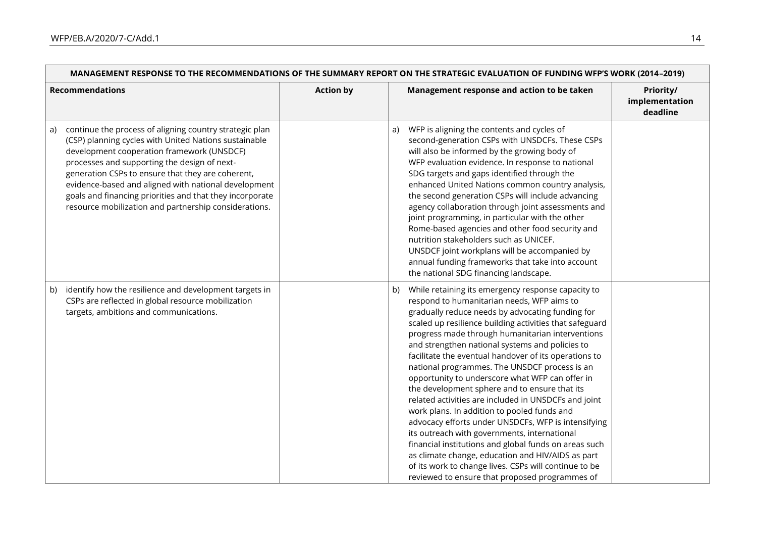| MANAGEMENT RESPONSE TO THE RECOMMENDATIONS OF THE SUMMARY REPORT ON THE STRATEGIC EVALUATION OF FUNDING WFP'S WORK (2014–2019) | | | |
|---|---|---|---|
| **Recommendations** | **Action by** | **Management response and action to be taken** | **Priority/ implementation deadline** |
| a) continue the process of aligning country strategic plan (CSP) planning cycles with United Nations sustainable development cooperation framework (UNSDCF) processes and supporting the design of next-generation CSPs to ensure that they are coherent, evidence-based and aligned with national development goals and financing priorities and that they incorporate resource mobilization and partnership considerations. | | a) WFP is aligning the contents and cycles of second-generation CSPs with UNSDCFs. These CSPs will also be informed by the growing body of WFP evaluation evidence. In response to national SDG targets and gaps identified through the enhanced United Nations common country analysis, the second generation CSPs will include advancing agency collaboration through joint assessments and joint programming, in particular with the other Rome-based agencies and other food security and nutrition stakeholders such as UNICEF. UNSDCF joint workplans will be accompanied by annual funding frameworks that take into account the national SDG financing landscape. | |
| b) identify how the resilience and development targets in CSPs are reflected in global resource mobilization targets, ambitions and communications. | | b) While retaining its emergency response capacity to respond to humanitarian needs, WFP aims to gradually reduce needs by advocating funding for scaled up resilience building activities that safeguard progress made through humanitarian interventions and strengthen national systems and policies to facilitate the eventual handover of its operations to national programmes. The UNSDCF process is an opportunity to underscore what WFP can offer in the development sphere and to ensure that its related activities are included in UNSDCFs and joint work plans. In addition to pooled funds and advocacy efforts under UNSDCFs, WFP is intensifying its outreach with governments, international financial institutions and global funds on areas such as climate change, education and HIV/AIDS as part of its work to change lives. CSPs will continue to be reviewed to ensure that proposed programmes of | |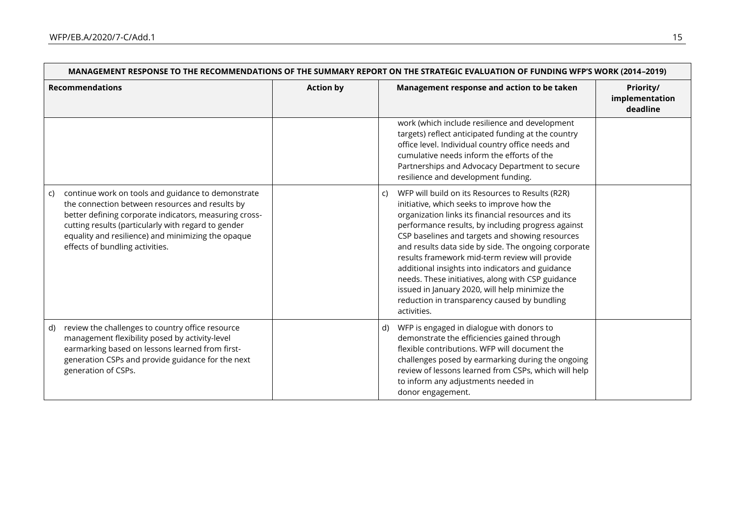| MANAGEMENT RESPONSE TO THE RECOMMENDATIONS OF THE SUMMARY REPORT ON THE STRATEGIC EVALUATION OF FUNDING WFP'S WORK (2014–2019) | | | |
|---|---|---|---|
| **Recommendations** | **Action by** | **Management response and action to be taken** | **Priority/ implementation deadline** |
| | | work (which include resilience and development targets) reflect anticipated funding at the country office level. Individual country office needs and cumulative needs inform the efforts of the Partnerships and Advocacy Department to secure resilience and development funding. | |
| c) continue work on tools and guidance to demonstrate the connection between resources and results by better defining corporate indicators, measuring cross-cutting results (particularly with regard to gender equality and resilience) and minimizing the opaque effects of bundling activities. | | c) WFP will build on its Resources to Results (R2R) initiative, which seeks to improve how the organization links its financial resources and its performance results, by including progress against CSP baselines and targets and showing resources and results data side by side. The ongoing corporate results framework mid-term review will provide additional insights into indicators and guidance needs. These initiatives, along with CSP guidance issued in January 2020, will help minimize the reduction in transparency caused by bundling activities. | |
| d) review the challenges to country office resource management flexibility posed by activity-level earmarking based on lessons learned from first-generation CSPs and provide guidance for the next generation of CSPs. | | d) WFP is engaged in dialogue with donors to demonstrate the efficiencies gained through flexible contributions. WFP will document the challenges posed by earmarking during the ongoing review of lessons learned from CSPs, which will help to inform any adjustments needed in donor engagement. | |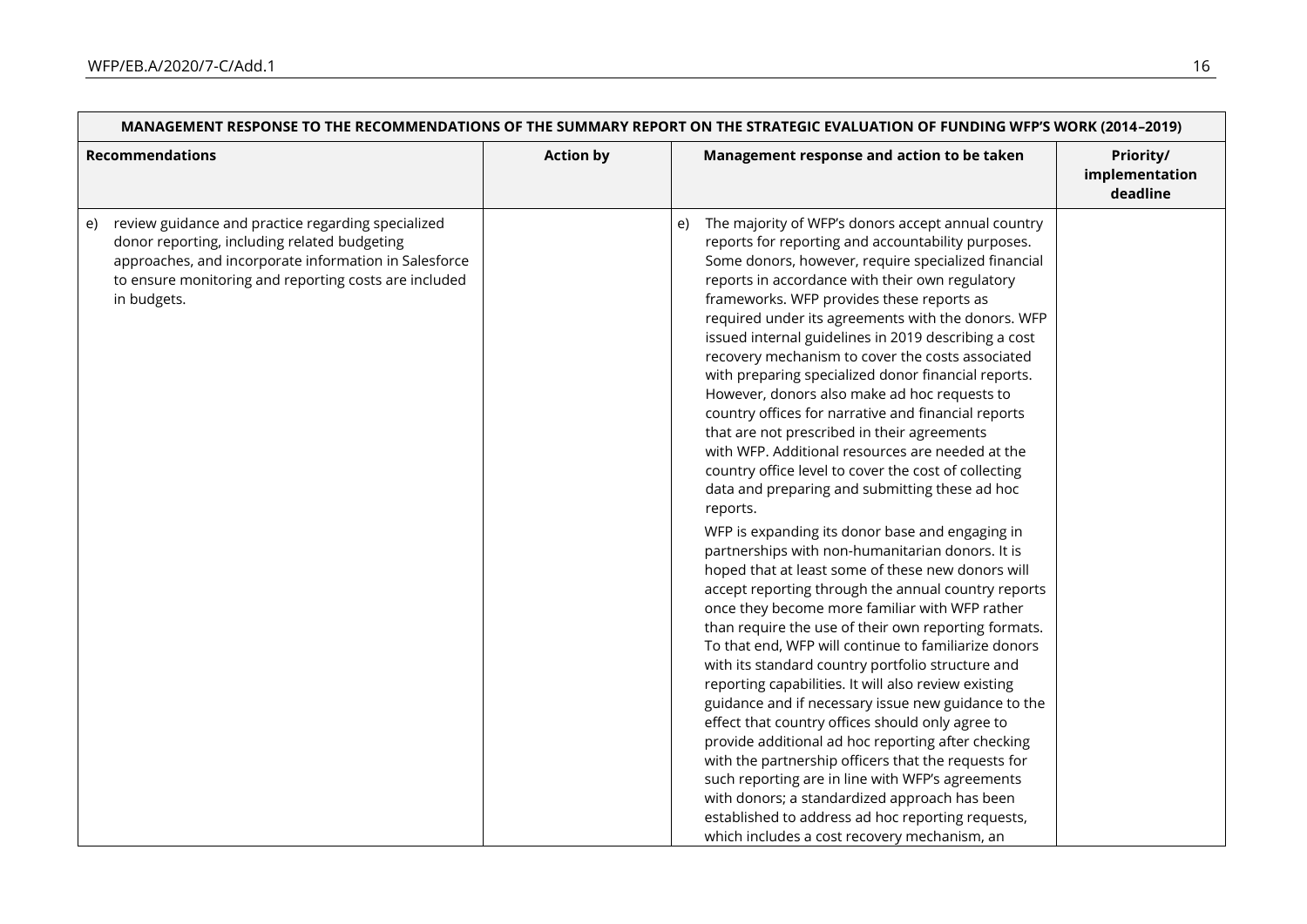| MANAGEMENT RESPONSE TO THE RECOMMENDATIONS OF THE SUMMARY REPORT ON THE STRATEGIC EVALUATION OF FUNDING WFP'S WORK (2014–2019) | | | |
|---|---|---|---|
| **Recommendations** | **Action by** | **Management response and action to be taken** | **Priority/ implementation deadline** |
| e) review guidance and practice regarding specialized donor reporting, including related budgeting approaches, and incorporate information in Salesforce to ensure monitoring and reporting costs are included in budgets. | | e) The majority of WFP's donors accept annual country reports for reporting and accountability purposes. Some donors, however, require specialized financial reports in accordance with their own regulatory frameworks. WFP provides these reports as required under its agreements with the donors. WFP issued internal guidelines in 2019 describing a cost recovery mechanism to cover the costs associated with preparing specialized donor financial reports. However, donors also make ad hoc requests to country offices for narrative and financial reports that are not prescribed in their agreements with WFP. Additional resources are needed at the country office level to cover the cost of collecting data and preparing and submitting these ad hoc reports.<br><br>WFP is expanding its donor base and engaging in partnerships with non-humanitarian donors. It is hoped that at least some of these new donors will accept reporting through the annual country reports once they become more familiar with WFP rather than require the use of their own reporting formats. To that end, WFP will continue to familiarize donors with its standard country portfolio structure and reporting capabilities. It will also review existing guidance and if necessary issue new guidance to the effect that country offices should only agree to provide additional ad hoc reporting after checking with the partnership officers that the requests for such reporting are in line with WFP's agreements with donors; a standardized approach has been established to address ad hoc reporting requests, which includes a cost recovery mechanism, an | |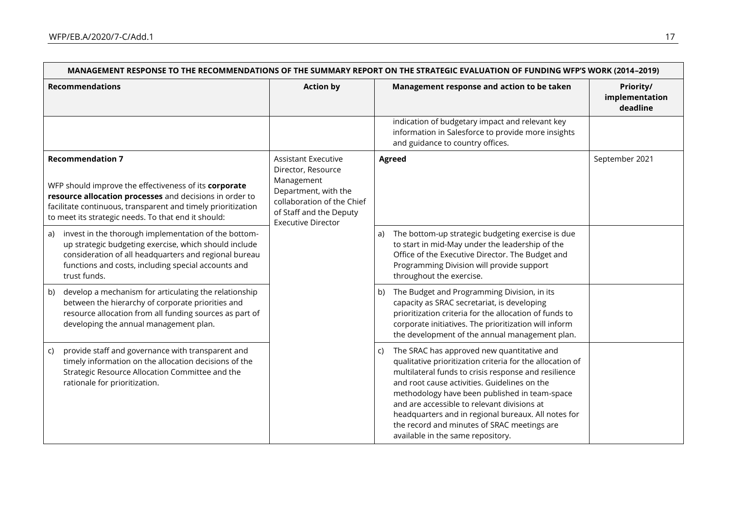| MANAGEMENT RESPONSE TO THE RECOMMENDATIONS OF THE SUMMARY REPORT ON THE STRATEGIC EVALUATION OF FUNDING WFP'S WORK (2014–2019) | | | |
|---|---|---|---|
| **Recommendations** | **Action by** | **Management response and action to be taken** | **Priority/ implementation deadline** |
| | | indication of budgetary impact and relevant key information in Salesforce to provide more insights and guidance to country offices. | |
| **Recommendation 7**<br><br>WFP should improve the effectiveness of its **corporate resource allocation processes** and decisions in order to facilitate continuous, transparent and timely prioritization to meet its strategic needs. To that end it should: | Assistant Executive Director, Resource Management Department, with the collaboration of the Chief of Staff and the Deputy Executive Director | **Agreed** | September 2021 |
| a) invest in the thorough implementation of the bottom-up strategic budgeting exercise, which should include consideration of all headquarters and regional bureau functions and costs, including special accounts and trust funds. | | a) The bottom-up strategic budgeting exercise is due to start in mid-May under the leadership of the Office of the Executive Director. The Budget and Programming Division will provide support throughout the exercise. | |
| b) develop a mechanism for articulating the relationship between the hierarchy of corporate priorities and resource allocation from all funding sources as part of developing the annual management plan. | | b) The Budget and Programming Division, in its capacity as SRAC secretariat, is developing prioritization criteria for the allocation of funds to corporate initiatives. The prioritization will inform the development of the annual management plan. | |
| c) provide staff and governance with transparent and timely information on the allocation decisions of the Strategic Resource Allocation Committee and the rationale for prioritization. | | c) The SRAC has approved new quantitative and qualitative prioritization criteria for the allocation of multilateral funds to crisis response and resilience and root cause activities. Guidelines on the methodology have been published in team-space and are accessible to relevant divisions at headquarters and in regional bureaux. All notes for the record and minutes of SRAC meetings are available in the same repository. | |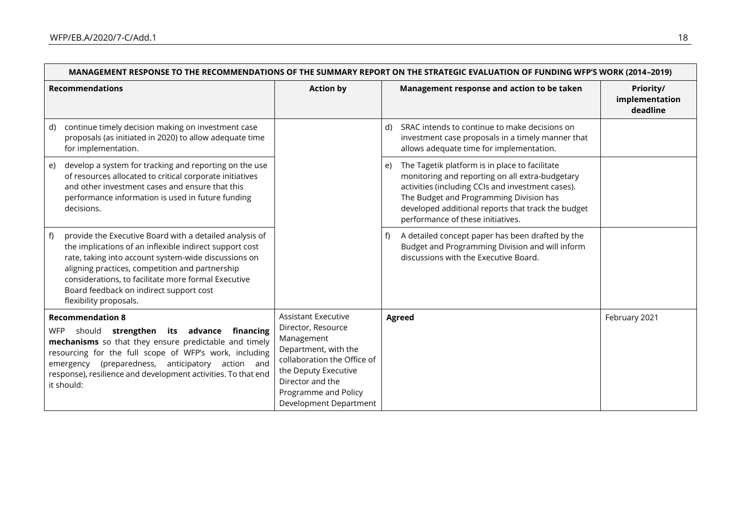| MANAGEMENT RESPONSE TO THE RECOMMENDATIONS OF THE SUMMARY REPORT ON THE STRATEGIC EVALUATION OF FUNDING WFP'S WORK (2014–2019) | | | |
|---|---|---|---|
| **Recommendations** | **Action by** | **Management response and action to be taken** | **Priority/ implementation deadline** |
| d) continue timely decision making on investment case proposals (as initiated in 2020) to allow adequate time for implementation. | | d) SRAC intends to continue to make decisions on investment case proposals in a timely manner that allows adequate time for implementation. | |
| e) develop a system for tracking and reporting on the use of resources allocated to critical corporate initiatives and other investment cases and ensure that this performance information is used in future funding decisions. | | e) The Tagetik platform is in place to facilitate monitoring and reporting on all extra-budgetary activities (including CCIs and investment cases). The Budget and Programming Division has developed additional reports that track the budget performance of these initiatives. | |
| f) provide the Executive Board with a detailed analysis of the implications of an inflexible indirect support cost rate, taking into account system-wide discussions on aligning practices, competition and partnership considerations, to facilitate more formal Executive Board feedback on indirect support cost flexibility proposals. | | f) A detailed concept paper has been drafted by the Budget and Programming Division and will inform discussions with the Executive Board. | |
| **Recommendation 8**<br>WFP should **strengthen its advance financing mechanisms** so that they ensure predictable and timely resourcing for the full scope of WFP's work, including emergency (preparedness, anticipatory action and response), resilience and development activities. To that end it should: | Assistant Executive Director, Resource Management Department, with the collaboration the Office of the Deputy Executive Director and the Programme and Policy Development Department | **Agreed** | February 2021 |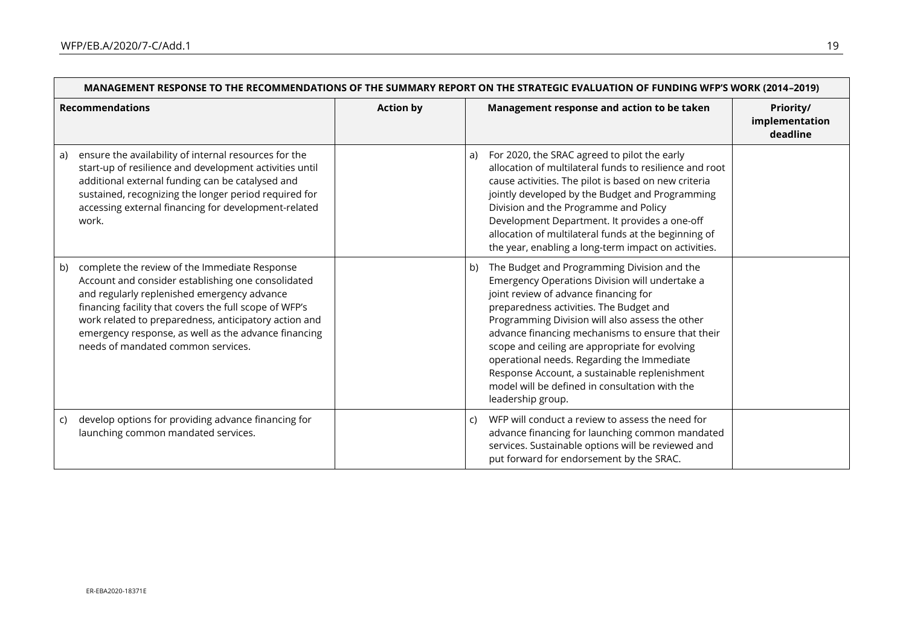| MANAGEMENT RESPONSE TO THE RECOMMENDATIONS OF THE SUMMARY REPORT ON THE STRATEGIC EVALUATION OF FUNDING WFP'S WORK (2014–2019) | | | |
|---|---|---|---|
| **Recommendations** | **Action by** | **Management response and action to be taken** | **Priority/ implementation deadline** |
| a) ensure the availability of internal resources for the start-up of resilience and development activities until additional external funding can be catalysed and sustained, recognizing the longer period required for accessing external financing for development-related work. | | a) For 2020, the SRAC agreed to pilot the early allocation of multilateral funds to resilience and root cause activities. The pilot is based on new criteria jointly developed by the Budget and Programming Division and the Programme and Policy Development Department. It provides a one-off allocation of multilateral funds at the beginning of the year, enabling a long-term impact on activities. | |
| b) complete the review of the Immediate Response Account and consider establishing one consolidated and regularly replenished emergency advance financing facility that covers the full scope of WFP's work related to preparedness, anticipatory action and emergency response, as well as the advance financing needs of mandated common services. | | b) The Budget and Programming Division and the Emergency Operations Division will undertake a joint review of advance financing for preparedness activities. The Budget and Programming Division will also assess the other advance financing mechanisms to ensure that their scope and ceiling are appropriate for evolving operational needs. Regarding the Immediate Response Account, a sustainable replenishment model will be defined in consultation with the leadership group. | |
| c) develop options for providing advance financing for launching common mandated services. | | c) WFP will conduct a review to assess the need for advance financing for launching common mandated services. Sustainable options will be reviewed and put forward for endorsement by the SRAC. | |

ER-EBA2020-18371E